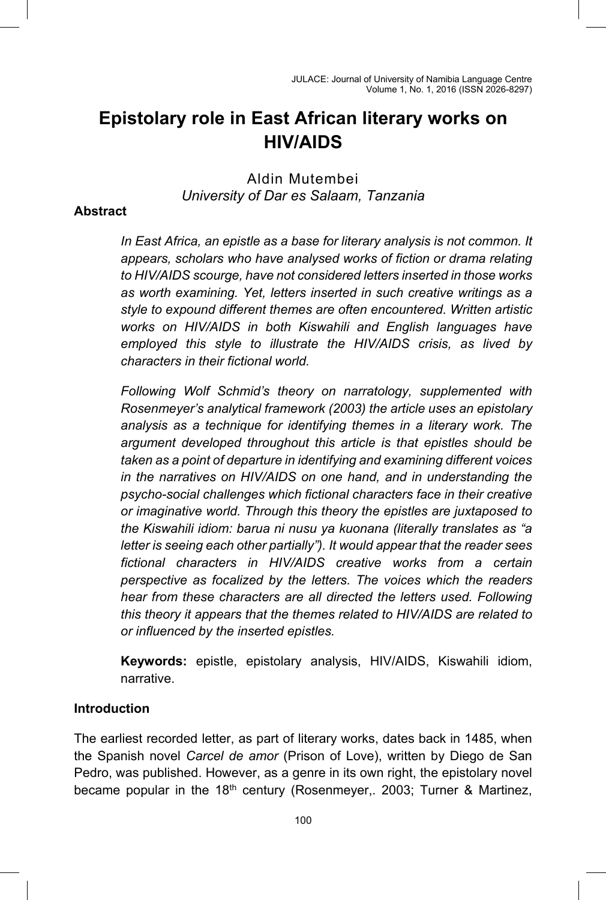# Epistolary role in East African literary works on HIV/AIDS

Aldin Mutembei
*University of Dar es Salaam, Tanzania*

**Abstract**

*In East Africa, an epistle as a base for literary analysis is not common. It appears, scholars who have analysed works of fiction or drama relating to HIV/AIDS scourge, have not considered letters inserted in those works as worth examining. Yet, letters inserted in such creative writings as a style to expound different themes are often encountered. Written artistic works on HIV/AIDS in both Kiswahili and English languages have employed this style to illustrate the HIV/AIDS crisis, as lived by characters in their fictional world.*

*Following Wolf Schmid's theory on narratology, supplemented with Rosenmeyer's analytical framework (2003) the article uses an epistolary analysis as a technique for identifying themes in a literary work. The argument developed throughout this article is that epistles should be taken as a point of departure in identifying and examining different voices in the narratives on HIV/AIDS on one hand, and in understanding the psycho-social challenges which fictional characters face in their creative or imaginative world. Through this theory the epistles are juxtaposed to the Kiswahili idiom: barua ni nusu ya kuonana (literally translates as "a letter is seeing each other partially"). It would appear that the reader sees fictional characters in HIV/AIDS creative works from a certain perspective as focalized by the letters. The voices which the readers hear from these characters are all directed the letters used. Following this theory it appears that the themes related to HIV/AIDS are related to or influenced by the inserted epistles.*

**Keywords:** epistle, epistolary analysis, HIV/AIDS, Kiswahili idiom, narrative.

## Introduction

The earliest recorded letter, as part of literary works, dates back in 1485, when the Spanish novel *Carcel de amor* (Prison of Love), written by Diego de San Pedro, was published. However, as a genre in its own right, the epistolary novel became popular in the 18th century (Rosenmeyer,. 2003; Turner & Martinez,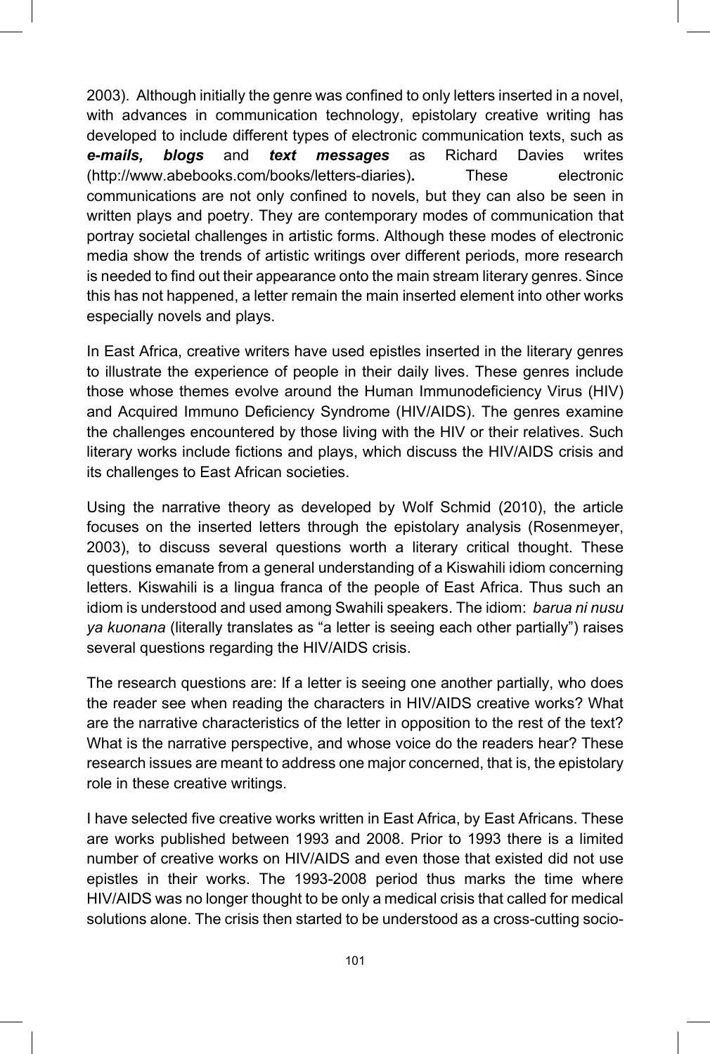2003). Although initially the genre was confined to only letters inserted in a novel, with advances in communication technology, epistolary creative writing has developed to include different types of electronic communication texts, such as ***e-mails, blogs*** and ***text messages*** as Richard Davies writes (http://www.abebooks.com/books/letters-diaries)**.** These electronic communications are not only confined to novels, but they can also be seen in written plays and poetry. They are contemporary modes of communication that portray societal challenges in artistic forms. Although these modes of electronic media show the trends of artistic writings over different periods, more research is needed to find out their appearance onto the main stream literary genres. Since this has not happened, a letter remain the main inserted element into other works especially novels and plays.

In East Africa, creative writers have used epistles inserted in the literary genres to illustrate the experience of people in their daily lives. These genres include those whose themes evolve around the Human Immunodeficiency Virus (HIV) and Acquired Immuno Deficiency Syndrome (HIV/AIDS). The genres examine the challenges encountered by those living with the HIV or their relatives. Such literary works include fictions and plays, which discuss the HIV/AIDS crisis and its challenges to East African societies.

Using the narrative theory as developed by Wolf Schmid (2010), the article focuses on the inserted letters through the epistolary analysis (Rosenmeyer, 2003), to discuss several questions worth a literary critical thought. These questions emanate from a general understanding of a Kiswahili idiom concerning letters. Kiswahili is a lingua franca of the people of East Africa. Thus such an idiom is understood and used among Swahili speakers. The idiom: *barua ni nusu ya kuonana* (literally translates as "a letter is seeing each other partially") raises several questions regarding the HIV/AIDS crisis.

The research questions are: If a letter is seeing one another partially, who does the reader see when reading the characters in HIV/AIDS creative works? What are the narrative characteristics of the letter in opposition to the rest of the text? What is the narrative perspective, and whose voice do the readers hear? These research issues are meant to address one major concerned, that is, the epistolary role in these creative writings.

I have selected five creative works written in East Africa, by East Africans. These are works published between 1993 and 2008. Prior to 1993 there is a limited number of creative works on HIV/AIDS and even those that existed did not use epistles in their works. The 1993-2008 period thus marks the time where HIV/AIDS was no longer thought to be only a medical crisis that called for medical solutions alone. The crisis then started to be understood as a cross-cutting socio-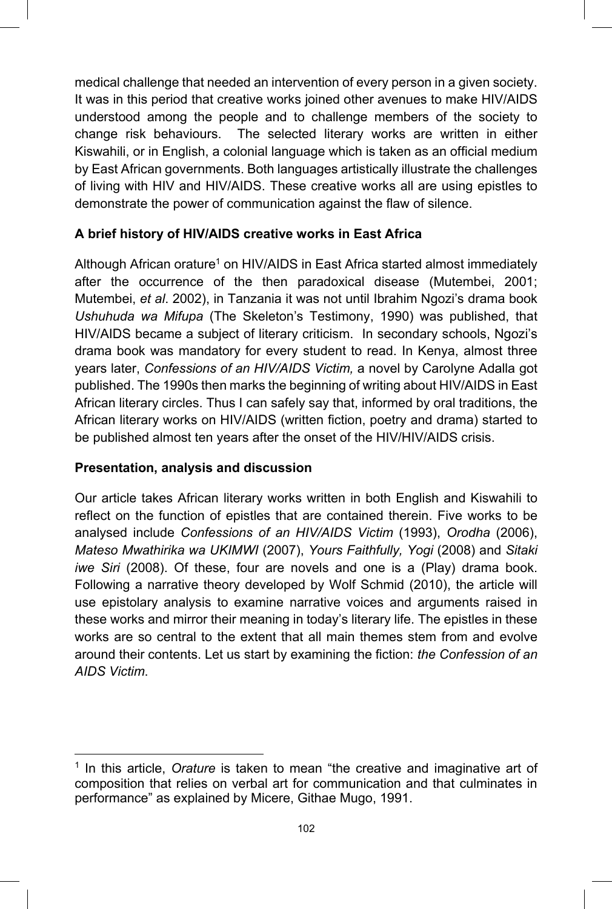medical challenge that needed an intervention of every person in a given society. It was in this period that creative works joined other avenues to make HIV/AIDS understood among the people and to challenge members of the society to change risk behaviours. The selected literary works are written in either Kiswahili, or in English, a colonial language which is taken as an official medium by East African governments. Both languages artistically illustrate the challenges of living with HIV and HIV/AIDS. These creative works all are using epistles to demonstrate the power of communication against the flaw of silence.

**A brief history of HIV/AIDS creative works in East Africa**

Although African orature[1] on HIV/AIDS in East Africa started almost immediately after the occurrence of the then paradoxical disease (Mutembei, 2001; Mutembei, *et al*. 2002), in Tanzania it was not until Ibrahim Ngozi's drama book *Ushuhuda wa Mifupa* (The Skeleton's Testimony, 1990) was published, that HIV/AIDS became a subject of literary criticism. In secondary schools, Ngozi's drama book was mandatory for every student to read. In Kenya, almost three years later, *Confessions of an HIV/AIDS Victim,* a novel by Carolyne Adalla got published. The 1990s then marks the beginning of writing about HIV/AIDS in East African literary circles. Thus I can safely say that, informed by oral traditions, the African literary works on HIV/AIDS (written fiction, poetry and drama) started to be published almost ten years after the onset of the HIV/HIV/AIDS crisis.

**Presentation, analysis and discussion**

Our article takes African literary works written in both English and Kiswahili to reflect on the function of epistles that are contained therein. Five works to be analysed include *Confessions of an HIV/AIDS Victim* (1993), *Orodha* (2006), *Mateso Mwathirika wa UKIMWI* (2007), *Yours Faithfully, Yogi* (2008) and *Sitaki iwe Siri* (2008). Of these, four are novels and one is a (Play) drama book. Following a narrative theory developed by Wolf Schmid (2010), the article will use epistolary analysis to examine narrative voices and arguments raised in these works and mirror their meaning in today's literary life. The epistles in these works are so central to the extent that all main themes stem from and evolve around their contents. Let us start by examining the fiction: *the Confession of an AIDS Victim*.

[1] In this article, *Orature* is taken to mean "the creative and imaginative art of composition that relies on verbal art for communication and that culminates in performance" as explained by Micere, Githae Mugo, 1991.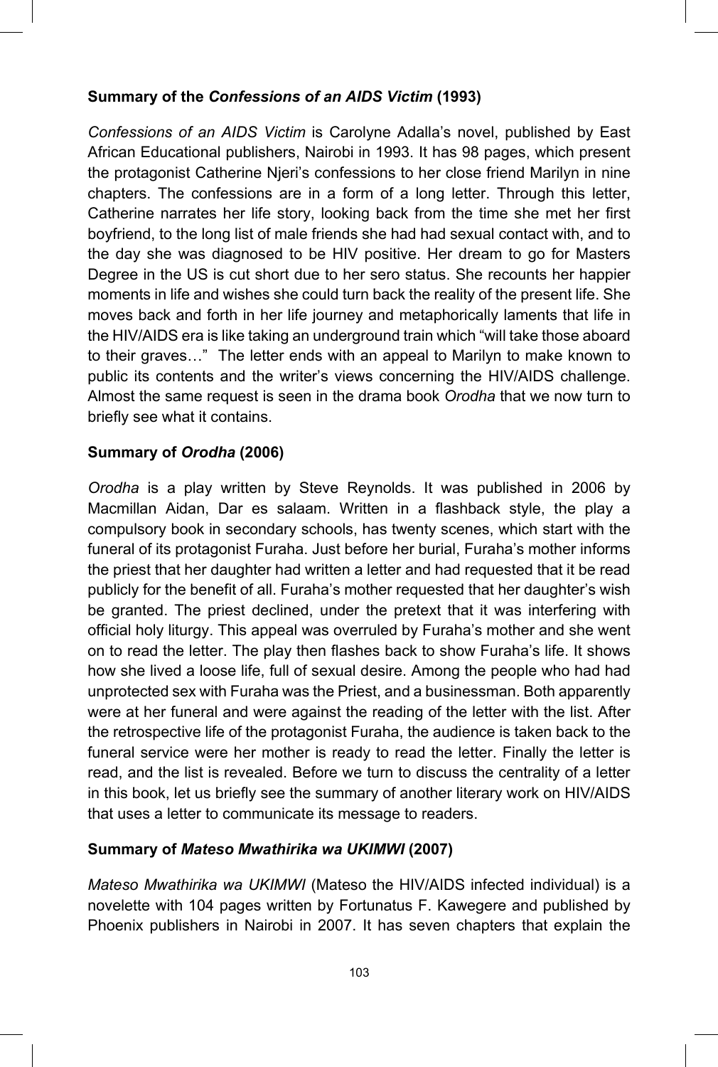### Summary of the *Confessions of an AIDS Victim* (1993)

*Confessions of an AIDS Victim* is Carolyne Adalla's novel, published by East African Educational publishers, Nairobi in 1993. It has 98 pages, which present the protagonist Catherine Njeri's confessions to her close friend Marilyn in nine chapters. The confessions are in a form of a long letter. Through this letter, Catherine narrates her life story, looking back from the time she met her first boyfriend, to the long list of male friends she had had sexual contact with, and to the day she was diagnosed to be HIV positive. Her dream to go for Masters Degree in the US is cut short due to her sero status. She recounts her happier moments in life and wishes she could turn back the reality of the present life. She moves back and forth in her life journey and metaphorically laments that life in the HIV/AIDS era is like taking an underground train which "will take those aboard to their graves…" The letter ends with an appeal to Marilyn to make known to public its contents and the writer's views concerning the HIV/AIDS challenge. Almost the same request is seen in the drama book *Orodha* that we now turn to briefly see what it contains.

### Summary of *Orodha* (2006)

*Orodha* is a play written by Steve Reynolds. It was published in 2006 by Macmillan Aidan, Dar es salaam. Written in a flashback style, the play a compulsory book in secondary schools, has twenty scenes, which start with the funeral of its protagonist Furaha. Just before her burial, Furaha's mother informs the priest that her daughter had written a letter and had requested that it be read publicly for the benefit of all. Furaha's mother requested that her daughter's wish be granted. The priest declined, under the pretext that it was interfering with official holy liturgy. This appeal was overruled by Furaha's mother and she went on to read the letter. The play then flashes back to show Furaha's life. It shows how she lived a loose life, full of sexual desire. Among the people who had had unprotected sex with Furaha was the Priest, and a businessman. Both apparently were at her funeral and were against the reading of the letter with the list. After the retrospective life of the protagonist Furaha, the audience is taken back to the funeral service were her mother is ready to read the letter. Finally the letter is read, and the list is revealed. Before we turn to discuss the centrality of a letter in this book, let us briefly see the summary of another literary work on HIV/AIDS that uses a letter to communicate its message to readers.

### Summary of *Mateso Mwathirika wa UKIMWI* (2007)

*Mateso Mwathirika wa UKIMWI* (Mateso the HIV/AIDS infected individual) is a novelette with 104 pages written by Fortunatus F. Kawegere and published by Phoenix publishers in Nairobi in 2007. It has seven chapters that explain the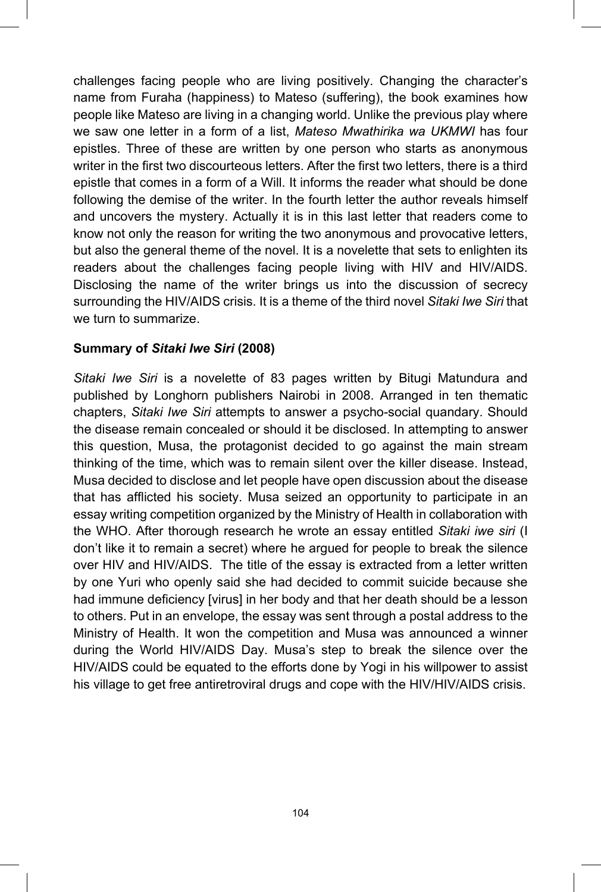challenges facing people who are living positively. Changing the character's name from Furaha (happiness) to Mateso (suffering), the book examines how people like Mateso are living in a changing world. Unlike the previous play where we saw one letter in a form of a list, *Mateso Mwathirika wa UKMWI* has four epistles. Three of these are written by one person who starts as anonymous writer in the first two discourteous letters. After the first two letters, there is a third epistle that comes in a form of a Will. It informs the reader what should be done following the demise of the writer. In the fourth letter the author reveals himself and uncovers the mystery. Actually it is in this last letter that readers come to know not only the reason for writing the two anonymous and provocative letters, but also the general theme of the novel. It is a novelette that sets to enlighten its readers about the challenges facing people living with HIV and HIV/AIDS. Disclosing the name of the writer brings us into the discussion of secrecy surrounding the HIV/AIDS crisis. It is a theme of the third novel *Sitaki Iwe Siri* that we turn to summarize.

**Summary of *Sitaki Iwe Siri* (2008)**

*Sitaki Iwe Siri* is a novelette of 83 pages written by Bitugi Matundura and published by Longhorn publishers Nairobi in 2008. Arranged in ten thematic chapters, *Sitaki Iwe Siri* attempts to answer a psycho-social quandary. Should the disease remain concealed or should it be disclosed. In attempting to answer this question, Musa, the protagonist decided to go against the main stream thinking of the time, which was to remain silent over the killer disease. Instead, Musa decided to disclose and let people have open discussion about the disease that has afflicted his society. Musa seized an opportunity to participate in an essay writing competition organized by the Ministry of Health in collaboration with the WHO. After thorough research he wrote an essay entitled *Sitaki iwe siri* (I don't like it to remain a secret) where he argued for people to break the silence over HIV and HIV/AIDS. The title of the essay is extracted from a letter written by one Yuri who openly said she had decided to commit suicide because she had immune deficiency [virus] in her body and that her death should be a lesson to others. Put in an envelope, the essay was sent through a postal address to the Ministry of Health. It won the competition and Musa was announced a winner during the World HIV/AIDS Day. Musa's step to break the silence over the HIV/AIDS could be equated to the efforts done by Yogi in his willpower to assist his village to get free antiretroviral drugs and cope with the HIV/HIV/AIDS crisis.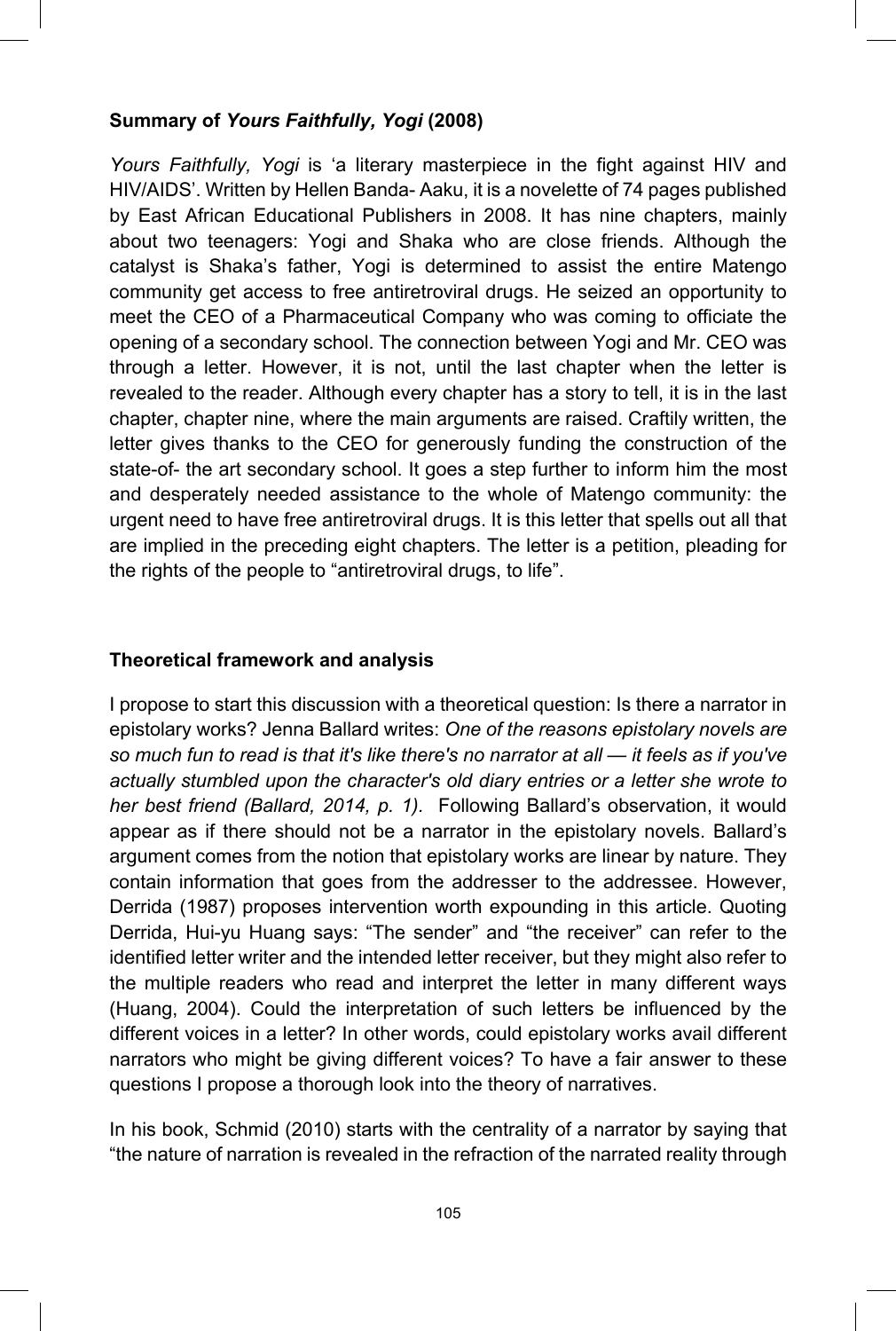### Summary of *Yours Faithfully, Yogi* (2008)

*Yours Faithfully, Yogi* is 'a literary masterpiece in the fight against HIV and HIV/AIDS'. Written by Hellen Banda- Aaku, it is a novelette of 74 pages published by East African Educational Publishers in 2008. It has nine chapters, mainly about two teenagers: Yogi and Shaka who are close friends. Although the catalyst is Shaka's father, Yogi is determined to assist the entire Matengo community get access to free antiretroviral drugs. He seized an opportunity to meet the CEO of a Pharmaceutical Company who was coming to officiate the opening of a secondary school. The connection between Yogi and Mr. CEO was through a letter. However, it is not, until the last chapter when the letter is revealed to the reader. Although every chapter has a story to tell, it is in the last chapter, chapter nine, where the main arguments are raised. Craftily written, the letter gives thanks to the CEO for generously funding the construction of the state-of- the art secondary school. It goes a step further to inform him the most and desperately needed assistance to the whole of Matengo community: the urgent need to have free antiretroviral drugs. It is this letter that spells out all that are implied in the preceding eight chapters. The letter is a petition, pleading for the rights of the people to "antiretroviral drugs, to life".

### Theoretical framework and analysis

I propose to start this discussion with a theoretical question: Is there a narrator in epistolary works? Jenna Ballard writes: *One of the reasons epistolary novels are so much fun to read is that it's like there's no narrator at all — it feels as if you've actually stumbled upon the character's old diary entries or a letter she wrote to her best friend (Ballard, 2014, p. 1).* Following Ballard's observation, it would appear as if there should not be a narrator in the epistolary novels. Ballard's argument comes from the notion that epistolary works are linear by nature. They contain information that goes from the addresser to the addressee. However, Derrida (1987) proposes intervention worth expounding in this article. Quoting Derrida, Hui-yu Huang says: "The sender" and "the receiver" can refer to the identified letter writer and the intended letter receiver, but they might also refer to the multiple readers who read and interpret the letter in many different ways (Huang, 2004). Could the interpretation of such letters be influenced by the different voices in a letter? In other words, could epistolary works avail different narrators who might be giving different voices? To have a fair answer to these questions I propose a thorough look into the theory of narratives.

In his book, Schmid (2010) starts with the centrality of a narrator by saying that "the nature of narration is revealed in the refraction of the narrated reality through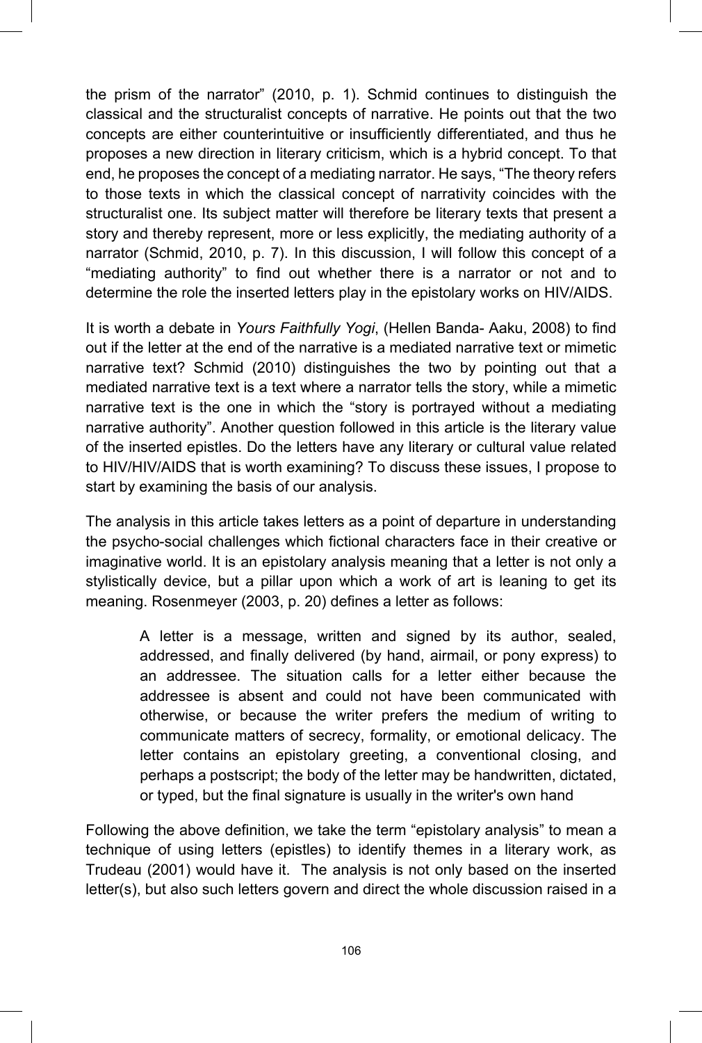the prism of the narrator" (2010, p. 1). Schmid continues to distinguish the classical and the structuralist concepts of narrative. He points out that the two concepts are either counterintuitive or insufficiently differentiated, and thus he proposes a new direction in literary criticism, which is a hybrid concept. To that end, he proposes the concept of a mediating narrator. He says, "The theory refers to those texts in which the classical concept of narrativity coincides with the structuralist one. Its subject matter will therefore be literary texts that present a story and thereby represent, more or less explicitly, the mediating authority of a narrator (Schmid, 2010, p. 7). In this discussion, I will follow this concept of a "mediating authority" to find out whether there is a narrator or not and to determine the role the inserted letters play in the epistolary works on HIV/AIDS.

It is worth a debate in *Yours Faithfully Yogi*, (Hellen Banda- Aaku, 2008) to find out if the letter at the end of the narrative is a mediated narrative text or mimetic narrative text? Schmid (2010) distinguishes the two by pointing out that a mediated narrative text is a text where a narrator tells the story, while a mimetic narrative text is the one in which the "story is portrayed without a mediating narrative authority". Another question followed in this article is the literary value of the inserted epistles. Do the letters have any literary or cultural value related to HIV/HIV/AIDS that is worth examining? To discuss these issues, I propose to start by examining the basis of our analysis.

The analysis in this article takes letters as a point of departure in understanding the psycho-social challenges which fictional characters face in their creative or imaginative world. It is an epistolary analysis meaning that a letter is not only a stylistically device, but a pillar upon which a work of art is leaning to get its meaning. Rosenmeyer (2003, p. 20) defines a letter as follows:

> A letter is a message, written and signed by its author, sealed, addressed, and finally delivered (by hand, airmail, or pony express) to an addressee. The situation calls for a letter either because the addressee is absent and could not have been communicated with otherwise, or because the writer prefers the medium of writing to communicate matters of secrecy, formality, or emotional delicacy. The letter contains an epistolary greeting, a conventional closing, and perhaps a postscript; the body of the letter may be handwritten, dictated, or typed, but the final signature is usually in the writer's own hand

Following the above definition, we take the term "epistolary analysis" to mean a technique of using letters (epistles) to identify themes in a literary work, as Trudeau (2001) would have it. The analysis is not only based on the inserted letter(s), but also such letters govern and direct the whole discussion raised in a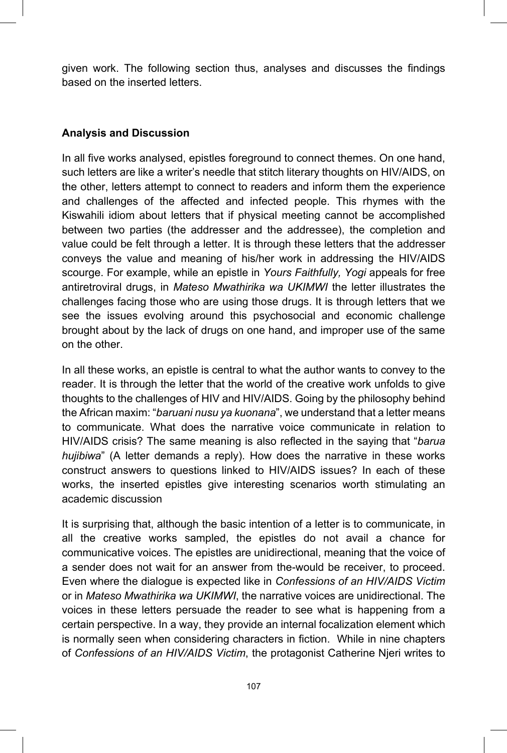given work. The following section thus, analyses and discusses the findings based on the inserted letters.

## Analysis and Discussion

In all five works analysed, epistles foreground to connect themes. On one hand, such letters are like a writer's needle that stitch literary thoughts on HIV/AIDS, on the other, letters attempt to connect to readers and inform them the experience and challenges of the affected and infected people. This rhymes with the Kiswahili idiom about letters that if physical meeting cannot be accomplished between two parties (the addresser and the addressee), the completion and value could be felt through a letter. It is through these letters that the addresser conveys the value and meaning of his/her work in addressing the HIV/AIDS scourge. For example, while an epistle in *Yours Faithfully, Yogi* appeals for free antiretroviral drugs, in *Mateso Mwathirika wa UKIMWI* the letter illustrates the challenges facing those who are using those drugs. It is through letters that we see the issues evolving around this psychosocial and economic challenge brought about by the lack of drugs on one hand, and improper use of the same on the other.

In all these works, an epistle is central to what the author wants to convey to the reader. It is through the letter that the world of the creative work unfolds to give thoughts to the challenges of HIV and HIV/AIDS. Going by the philosophy behind the African maxim: "*baruani nusu ya kuonana*", we understand that a letter means to communicate. What does the narrative voice communicate in relation to HIV/AIDS crisis? The same meaning is also reflected in the saying that "*barua hujibiwa*" (A letter demands a reply). How does the narrative in these works construct answers to questions linked to HIV/AIDS issues? In each of these works, the inserted epistles give interesting scenarios worth stimulating an academic discussion

It is surprising that, although the basic intention of a letter is to communicate, in all the creative works sampled, the epistles do not avail a chance for communicative voices. The epistles are unidirectional, meaning that the voice of a sender does not wait for an answer from the-would be receiver, to proceed. Even where the dialogue is expected like in *Confessions of an HIV/AIDS Victim* or in *Mateso Mwathirika wa UKIMWI*, the narrative voices are unidirectional. The voices in these letters persuade the reader to see what is happening from a certain perspective. In a way, they provide an internal focalization element which is normally seen when considering characters in fiction. While in nine chapters of *Confessions of an HIV/AIDS Victim*, the protagonist Catherine Njeri writes to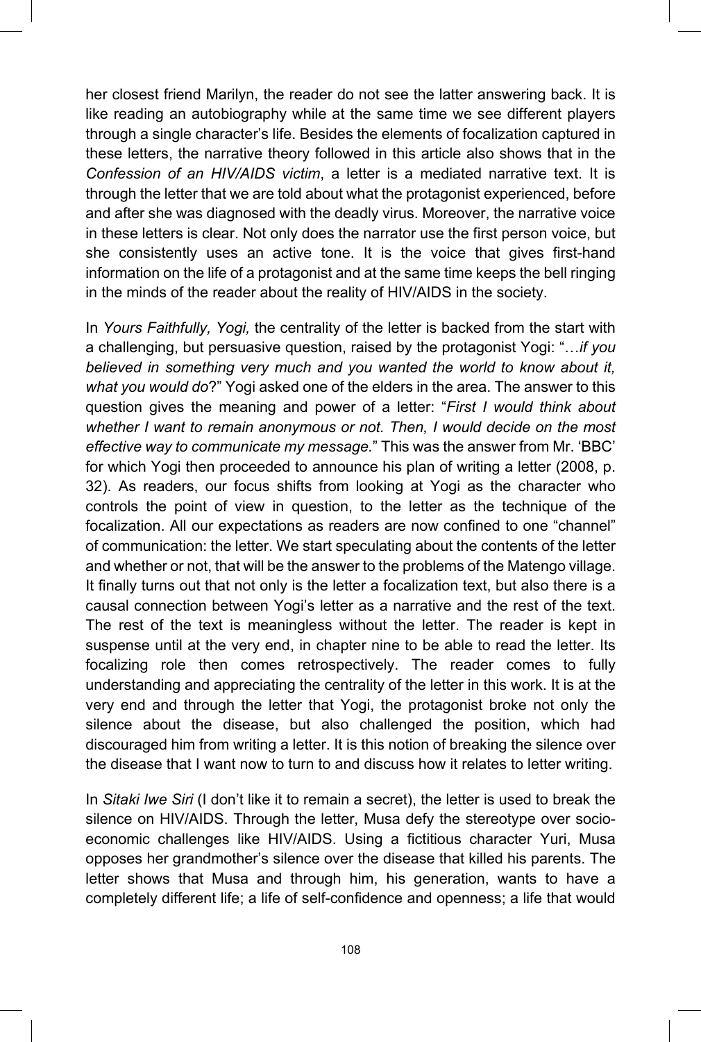her closest friend Marilyn, the reader do not see the latter answering back. It is like reading an autobiography while at the same time we see different players through a single character's life. Besides the elements of focalization captured in these letters, the narrative theory followed in this article also shows that in the *Confession of an HIV/AIDS victim*, a letter is a mediated narrative text. It is through the letter that we are told about what the protagonist experienced, before and after she was diagnosed with the deadly virus. Moreover, the narrative voice in these letters is clear. Not only does the narrator use the first person voice, but she consistently uses an active tone. It is the voice that gives first-hand information on the life of a protagonist and at the same time keeps the bell ringing in the minds of the reader about the reality of HIV/AIDS in the society.

In *Yours Faithfully, Yogi,* the centrality of the letter is backed from the start with a challenging, but persuasive question, raised by the protagonist Yogi: "…*if you believed in something very much and you wanted the world to know about it, what you would do*?" Yogi asked one of the elders in the area. The answer to this question gives the meaning and power of a letter: "*First I would think about whether I want to remain anonymous or not. Then, I would decide on the most effective way to communicate my message.*" This was the answer from Mr. 'BBC' for which Yogi then proceeded to announce his plan of writing a letter (2008, p. 32). As readers, our focus shifts from looking at Yogi as the character who controls the point of view in question, to the letter as the technique of the focalization. All our expectations as readers are now confined to one "channel" of communication: the letter. We start speculating about the contents of the letter and whether or not, that will be the answer to the problems of the Matengo village. It finally turns out that not only is the letter a focalization text, but also there is a causal connection between Yogi's letter as a narrative and the rest of the text. The rest of the text is meaningless without the letter. The reader is kept in suspense until at the very end, in chapter nine to be able to read the letter. Its focalizing role then comes retrospectively. The reader comes to fully understanding and appreciating the centrality of the letter in this work. It is at the very end and through the letter that Yogi, the protagonist broke not only the silence about the disease, but also challenged the position, which had discouraged him from writing a letter. It is this notion of breaking the silence over the disease that I want now to turn to and discuss how it relates to letter writing.

In *Sitaki Iwe Siri* (I don't like it to remain a secret), the letter is used to break the silence on HIV/AIDS. Through the letter, Musa defy the stereotype over socio-economic challenges like HIV/AIDS. Using a fictitious character Yuri, Musa opposes her grandmother's silence over the disease that killed his parents. The letter shows that Musa and through him, his generation, wants to have a completely different life; a life of self-confidence and openness; a life that would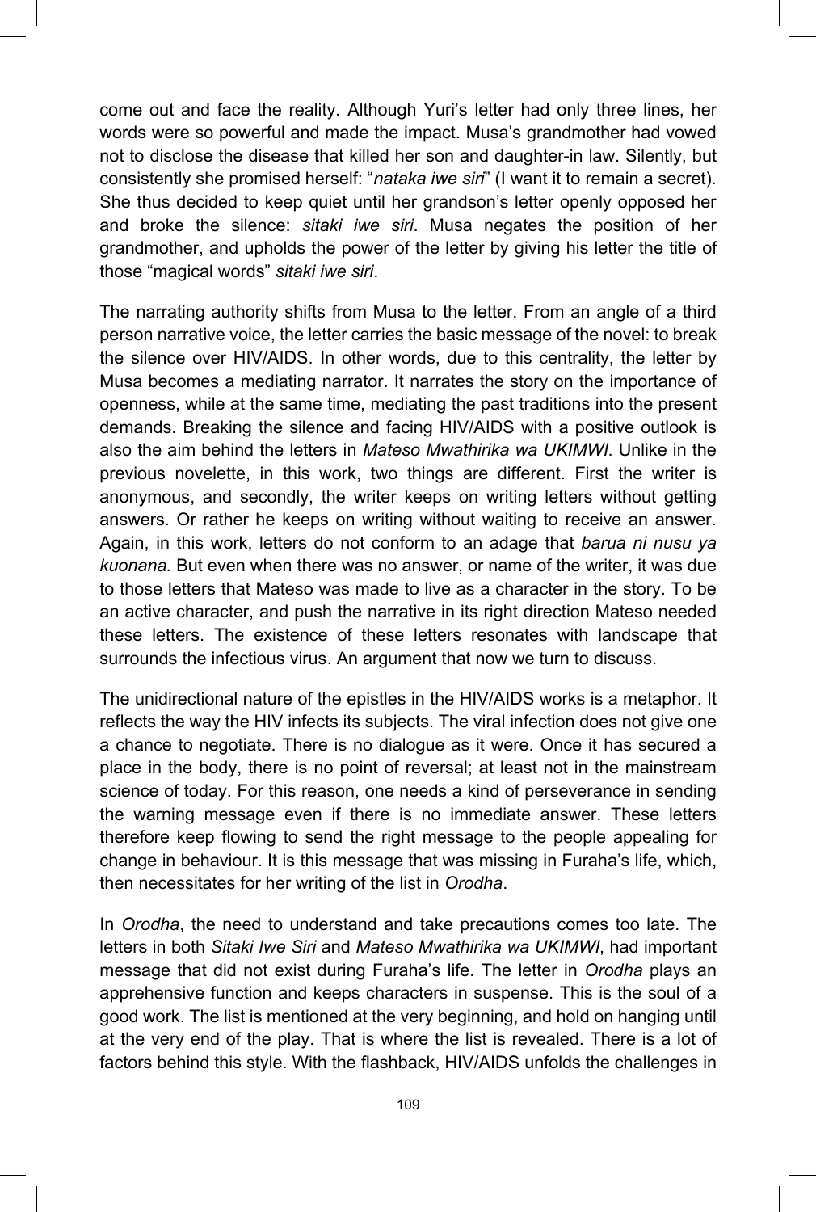come out and face the reality. Although Yuri's letter had only three lines, her words were so powerful and made the impact. Musa's grandmother had vowed not to disclose the disease that killed her son and daughter-in law. Silently, but consistently she promised herself: "*nataka iwe siri*" (I want it to remain a secret). She thus decided to keep quiet until her grandson's letter openly opposed her and broke the silence: *sitaki iwe siri*. Musa negates the position of her grandmother, and upholds the power of the letter by giving his letter the title of those "magical words" *sitaki iwe siri*.

The narrating authority shifts from Musa to the letter. From an angle of a third person narrative voice, the letter carries the basic message of the novel: to break the silence over HIV/AIDS. In other words, due to this centrality, the letter by Musa becomes a mediating narrator. It narrates the story on the importance of openness, while at the same time, mediating the past traditions into the present demands. Breaking the silence and facing HIV/AIDS with a positive outlook is also the aim behind the letters in *Mateso Mwathirika wa UKIMWI*. Unlike in the previous novelette, in this work, two things are different. First the writer is anonymous, and secondly, the writer keeps on writing letters without getting answers. Or rather he keeps on writing without waiting to receive an answer. Again, in this work, letters do not conform to an adage that *barua ni nusu ya kuonana.* But even when there was no answer, or name of the writer, it was due to those letters that Mateso was made to live as a character in the story. To be an active character, and push the narrative in its right direction Mateso needed these letters. The existence of these letters resonates with landscape that surrounds the infectious virus. An argument that now we turn to discuss.

The unidirectional nature of the epistles in the HIV/AIDS works is a metaphor. It reflects the way the HIV infects its subjects. The viral infection does not give one a chance to negotiate. There is no dialogue as it were. Once it has secured a place in the body, there is no point of reversal; at least not in the mainstream science of today. For this reason, one needs a kind of perseverance in sending the warning message even if there is no immediate answer. These letters therefore keep flowing to send the right message to the people appealing for change in behaviour. It is this message that was missing in Furaha's life, which, then necessitates for her writing of the list in *Orodha*.

In *Orodha*, the need to understand and take precautions comes too late. The letters in both *Sitaki Iwe Siri* and *Mateso Mwathirika wa UKIMWI*, had important message that did not exist during Furaha's life. The letter in *Orodha* plays an apprehensive function and keeps characters in suspense. This is the soul of a good work. The list is mentioned at the very beginning, and hold on hanging until at the very end of the play. That is where the list is revealed. There is a lot of factors behind this style. With the flashback, HIV/AIDS unfolds the challenges in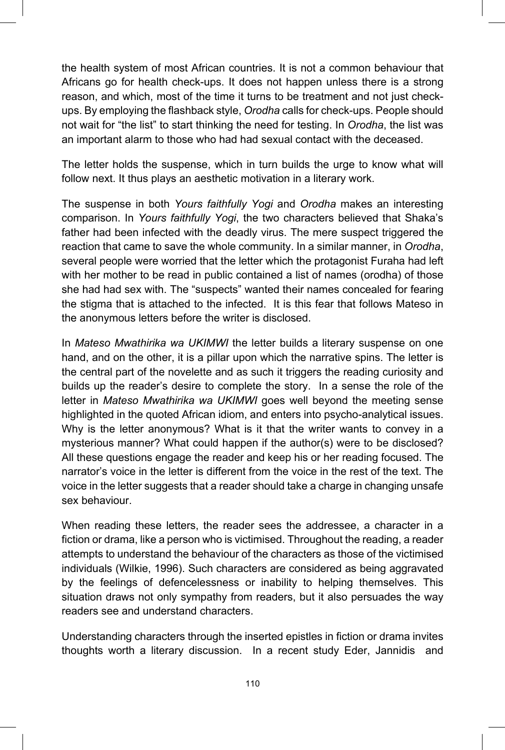the health system of most African countries. It is not a common behaviour that Africans go for health check-ups. It does not happen unless there is a strong reason, and which, most of the time it turns to be treatment and not just check-ups. By employing the flashback style, *Orodha* calls for check-ups. People should not wait for "the list" to start thinking the need for testing. In *Orodha*, the list was an important alarm to those who had had sexual contact with the deceased.

The letter holds the suspense, which in turn builds the urge to know what will follow next. It thus plays an aesthetic motivation in a literary work.

The suspense in both *Yours faithfully Yogi* and *Orodha* makes an interesting comparison. In *Yours faithfully Yogi*, the two characters believed that Shaka's father had been infected with the deadly virus. The mere suspect triggered the reaction that came to save the whole community. In a similar manner, in *Orodha*, several people were worried that the letter which the protagonist Furaha had left with her mother to be read in public contained a list of names (orodha) of those she had had sex with. The "suspects" wanted their names concealed for fearing the stigma that is attached to the infected. It is this fear that follows Mateso in the anonymous letters before the writer is disclosed.

In *Mateso Mwathirika wa UKIMWI* the letter builds a literary suspense on one hand, and on the other, it is a pillar upon which the narrative spins. The letter is the central part of the novelette and as such it triggers the reading curiosity and builds up the reader's desire to complete the story. In a sense the role of the letter in *Mateso Mwathirika wa UKIMWI* goes well beyond the meeting sense highlighted in the quoted African idiom, and enters into psycho-analytical issues. Why is the letter anonymous? What is it that the writer wants to convey in a mysterious manner? What could happen if the author(s) were to be disclosed? All these questions engage the reader and keep his or her reading focused. The narrator's voice in the letter is different from the voice in the rest of the text. The voice in the letter suggests that a reader should take a charge in changing unsafe sex behaviour.

When reading these letters, the reader sees the addressee, a character in a fiction or drama, like a person who is victimised. Throughout the reading, a reader attempts to understand the behaviour of the characters as those of the victimised individuals (Wilkie, 1996). Such characters are considered as being aggravated by the feelings of defencelessness or inability to helping themselves. This situation draws not only sympathy from readers, but it also persuades the way readers see and understand characters.

Understanding characters through the inserted epistles in fiction or drama invites thoughts worth a literary discussion. In a recent study Eder, Jannidis and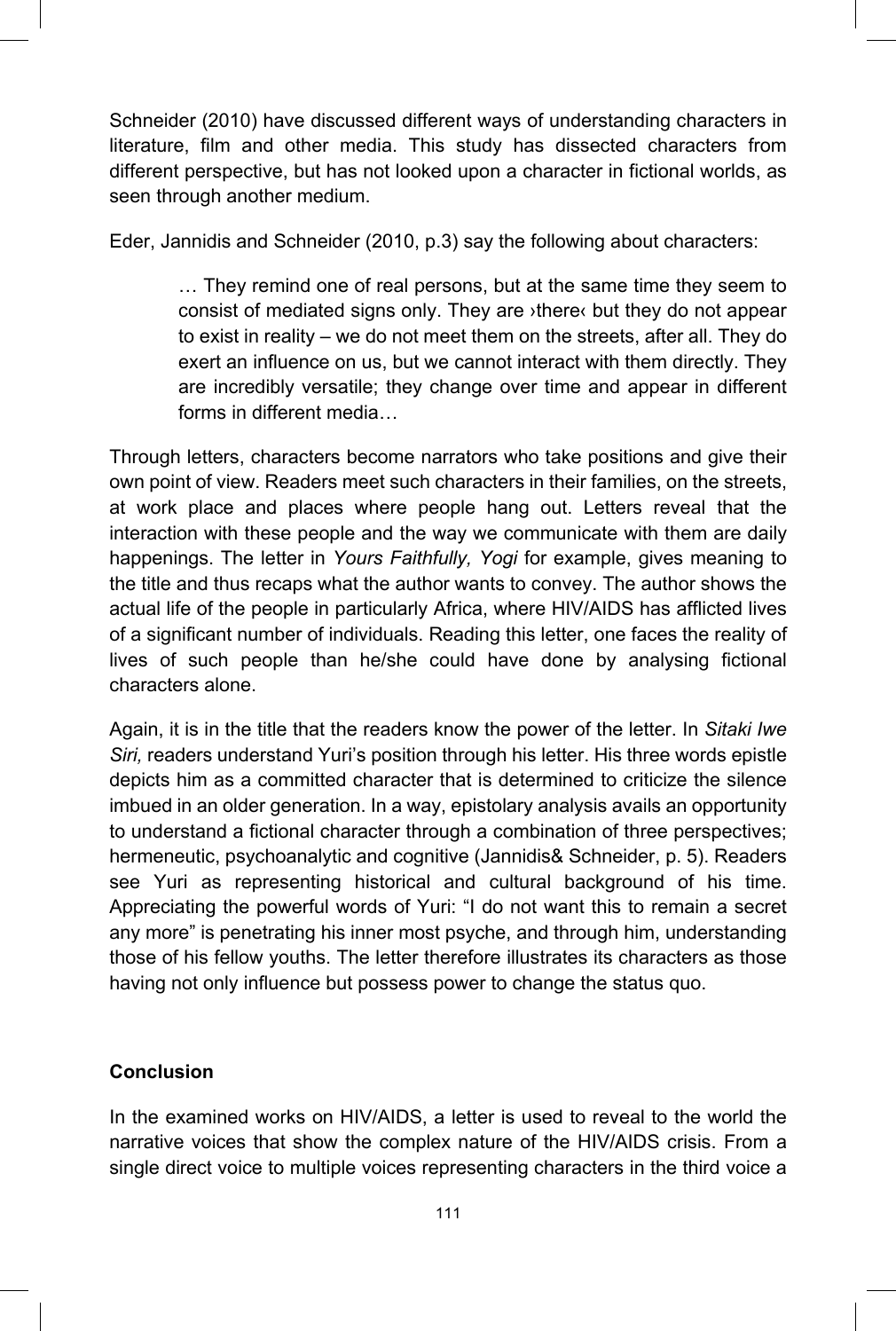Schneider (2010) have discussed different ways of understanding characters in literature, film and other media. This study has dissected characters from different perspective, but has not looked upon a character in fictional worlds, as seen through another medium.

Eder, Jannidis and Schneider (2010, p.3) say the following about characters:

> … They remind one of real persons, but at the same time they seem to consist of mediated signs only. They are ›there‹ but they do not appear to exist in reality – we do not meet them on the streets, after all. They do exert an influence on us, but we cannot interact with them directly. They are incredibly versatile; they change over time and appear in different forms in different media…

Through letters, characters become narrators who take positions and give their own point of view. Readers meet such characters in their families, on the streets, at work place and places where people hang out. Letters reveal that the interaction with these people and the way we communicate with them are daily happenings. The letter in *Yours Faithfully, Yogi* for example, gives meaning to the title and thus recaps what the author wants to convey. The author shows the actual life of the people in particularly Africa, where HIV/AIDS has afflicted lives of a significant number of individuals. Reading this letter, one faces the reality of lives of such people than he/she could have done by analysing fictional characters alone.

Again, it is in the title that the readers know the power of the letter. In *Sitaki Iwe Siri,* readers understand Yuri's position through his letter. His three words epistle depicts him as a committed character that is determined to criticize the silence imbued in an older generation. In a way, epistolary analysis avails an opportunity to understand a fictional character through a combination of three perspectives; hermeneutic, psychoanalytic and cognitive (Jannidis& Schneider, p. 5). Readers see Yuri as representing historical and cultural background of his time. Appreciating the powerful words of Yuri: "I do not want this to remain a secret any more" is penetrating his inner most psyche, and through him, understanding those of his fellow youths. The letter therefore illustrates its characters as those having not only influence but possess power to change the status quo.

## Conclusion

In the examined works on HIV/AIDS, a letter is used to reveal to the world the narrative voices that show the complex nature of the HIV/AIDS crisis. From a single direct voice to multiple voices representing characters in the third voice a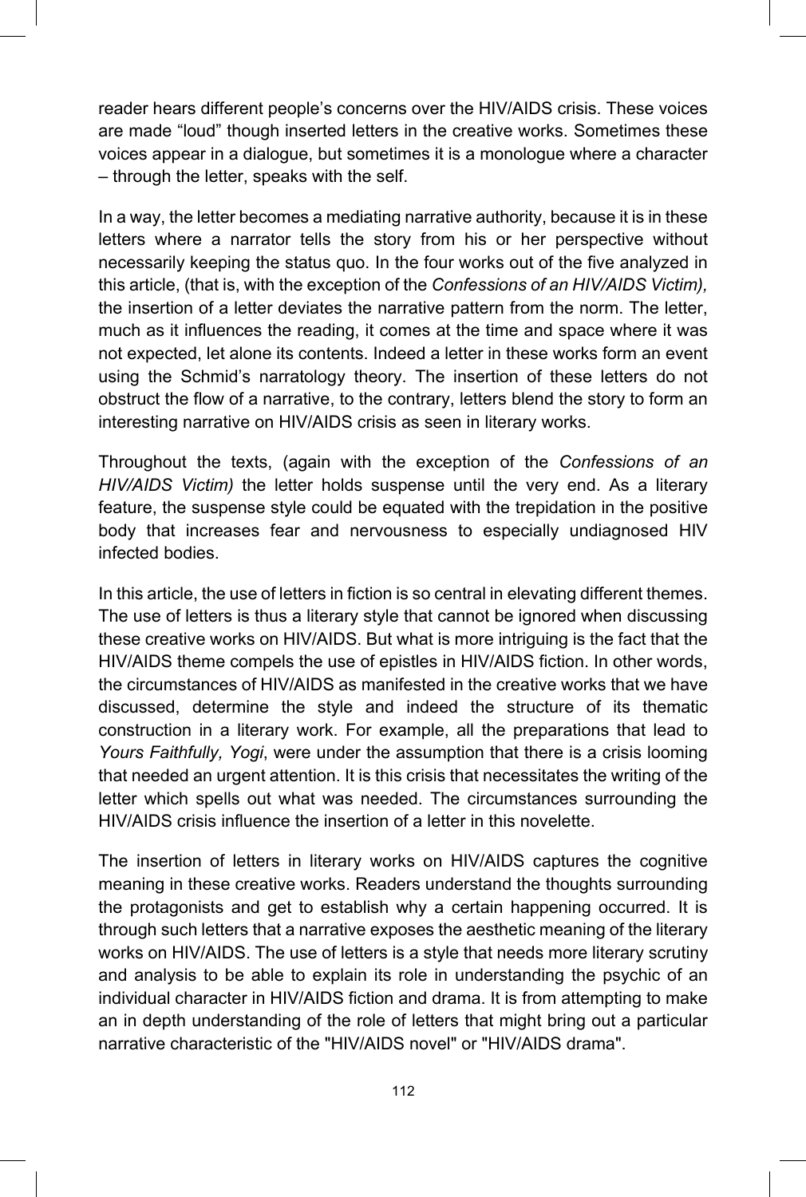reader hears different people's concerns over the HIV/AIDS crisis. These voices are made "loud" though inserted letters in the creative works. Sometimes these voices appear in a dialogue, but sometimes it is a monologue where a character – through the letter, speaks with the self.

In a way, the letter becomes a mediating narrative authority, because it is in these letters where a narrator tells the story from his or her perspective without necessarily keeping the status quo. In the four works out of the five analyzed in this article, (that is, with the exception of the *Confessions of an HIV/AIDS Victim),* the insertion of a letter deviates the narrative pattern from the norm. The letter, much as it influences the reading, it comes at the time and space where it was not expected, let alone its contents. Indeed a letter in these works form an event using the Schmid's narratology theory. The insertion of these letters do not obstruct the flow of a narrative, to the contrary, letters blend the story to form an interesting narrative on HIV/AIDS crisis as seen in literary works.

Throughout the texts, (again with the exception of the *Confessions of an HIV/AIDS Victim)* the letter holds suspense until the very end. As a literary feature, the suspense style could be equated with the trepidation in the positive body that increases fear and nervousness to especially undiagnosed HIV infected bodies.

In this article, the use of letters in fiction is so central in elevating different themes. The use of letters is thus a literary style that cannot be ignored when discussing these creative works on HIV/AIDS. But what is more intriguing is the fact that the HIV/AIDS theme compels the use of epistles in HIV/AIDS fiction. In other words, the circumstances of HIV/AIDS as manifested in the creative works that we have discussed, determine the style and indeed the structure of its thematic construction in a literary work. For example, all the preparations that lead to *Yours Faithfully, Yogi*, were under the assumption that there is a crisis looming that needed an urgent attention. It is this crisis that necessitates the writing of the letter which spells out what was needed. The circumstances surrounding the HIV/AIDS crisis influence the insertion of a letter in this novelette.

The insertion of letters in literary works on HIV/AIDS captures the cognitive meaning in these creative works. Readers understand the thoughts surrounding the protagonists and get to establish why a certain happening occurred. It is through such letters that a narrative exposes the aesthetic meaning of the literary works on HIV/AIDS. The use of letters is a style that needs more literary scrutiny and analysis to be able to explain its role in understanding the psychic of an individual character in HIV/AIDS fiction and drama. It is from attempting to make an in depth understanding of the role of letters that might bring out a particular narrative characteristic of the "HIV/AIDS novel" or "HIV/AIDS drama".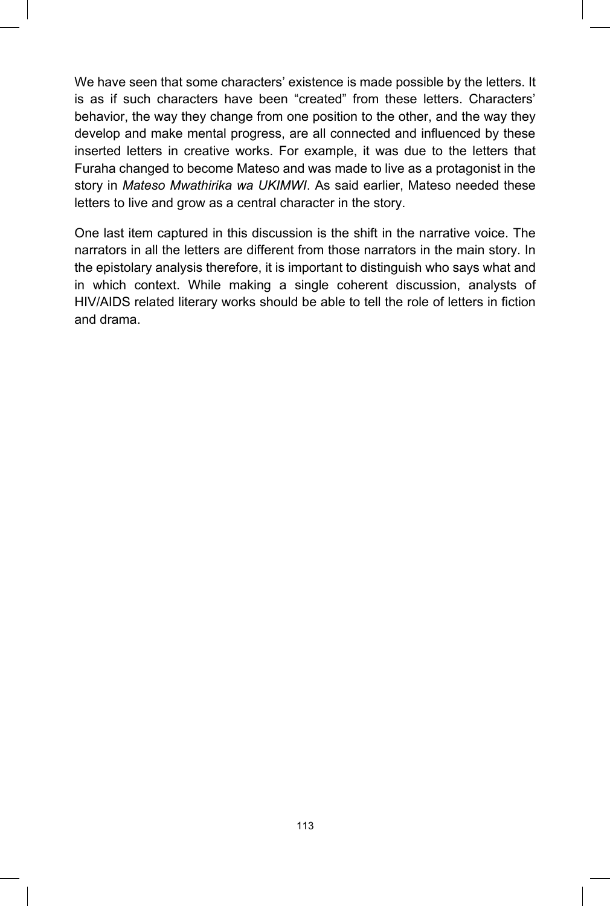We have seen that some characters' existence is made possible by the letters. It is as if such characters have been "created" from these letters. Characters' behavior, the way they change from one position to the other, and the way they develop and make mental progress, are all connected and influenced by these inserted letters in creative works. For example, it was due to the letters that Furaha changed to become Mateso and was made to live as a protagonist in the story in *Mateso Mwathirika wa UKIMWI*. As said earlier, Mateso needed these letters to live and grow as a central character in the story.

One last item captured in this discussion is the shift in the narrative voice. The narrators in all the letters are different from those narrators in the main story. In the epistolary analysis therefore, it is important to distinguish who says what and in which context. While making a single coherent discussion, analysts of HIV/AIDS related literary works should be able to tell the role of letters in fiction and drama.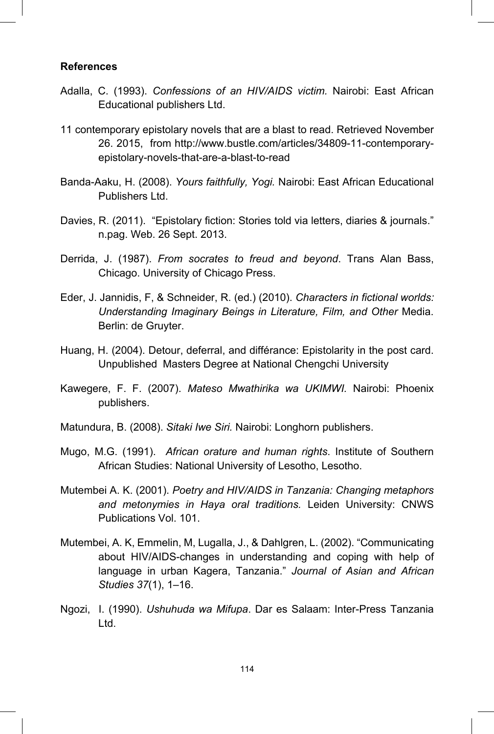**References**

Adalla, C. (1993). *Confessions of an HIV/AIDS victim.* Nairobi: East African Educational publishers Ltd.

11 contemporary epistolary novels that are a blast to read. Retrieved November 26. 2015, from http://www.bustle.com/articles/34809-11-contemporary-epistolary-novels-that-are-a-blast-to-read

Banda-Aaku, H. (2008). *Yours faithfully, Yogi.* Nairobi: East African Educational Publishers Ltd.

Davies, R. (2011). "Epistolary fiction: Stories told via letters, diaries & journals." n.pag. Web. 26 Sept. 2013.

Derrida, J. (1987). *From socrates to freud and beyond*. Trans Alan Bass, Chicago. University of Chicago Press.

Eder, J. Jannidis, F, & Schneider, R. (ed.) (2010). *Characters in fictional worlds: Understanding Imaginary Beings in Literature, Film, and Other* Media. Berlin: de Gruyter.

Huang, H. (2004). Detour, deferral, and différance: Epistolarity in the post card. Unpublished Masters Degree at National Chengchi University

Kawegere, F. F. (2007). *Mateso Mwathirika wa UKIMWI.* Nairobi: Phoenix publishers.

Matundura, B. (2008). *Sitaki Iwe Siri.* Nairobi: Longhorn publishers.

Mugo, M.G. (1991). *African orature and human rights*. Institute of Southern African Studies: National University of Lesotho, Lesotho.

Mutembei A. K. (2001). *Poetry and HIV/AIDS in Tanzania: Changing metaphors and metonymies in Haya oral traditions.* Leiden University: CNWS Publications Vol. 101.

Mutembei, A. K, Emmelin, M, Lugalla, J., & Dahlgren, L. (2002). "Communicating about HIV/AIDS-changes in understanding and coping with help of language in urban Kagera, Tanzania." *Journal of Asian and African Studies 37*(1), 1–16.

Ngozi, I. (1990). *Ushuhuda wa Mifupa*. Dar es Salaam: Inter-Press Tanzania Ltd.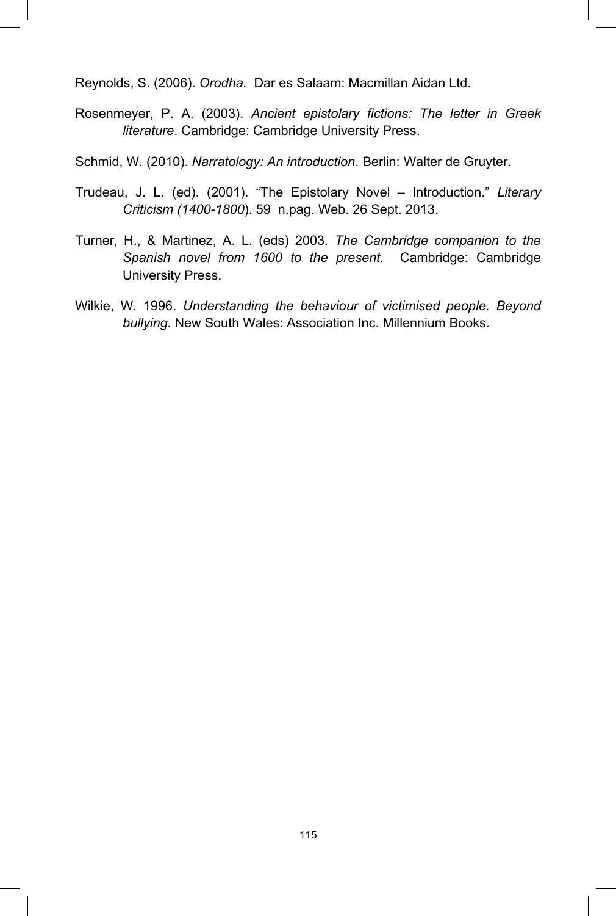Reynolds, S. (2006). *Orodha.* Dar es Salaam: Macmillan Aidan Ltd.

Rosenmeyer, P. A. (2003). *Ancient epistolary fictions: The letter in Greek literature*. Cambridge: Cambridge University Press.

Schmid, W. (2010). *Narratology: An introduction*. Berlin: Walter de Gruyter.

Trudeau, J. L. (ed). (2001). "The Epistolary Novel – Introduction." *Literary Criticism (1400-1800*). 59 n.pag. Web. 26 Sept. 2013.

Turner, H., & Martinez, A. L. (eds) 2003. *The Cambridge companion to the Spanish novel from 1600 to the present.* Cambridge: Cambridge University Press.

Wilkie, W. 1996. *Understanding the behaviour of victimised people. Beyond bullying.* New South Wales: Association Inc. Millennium Books.